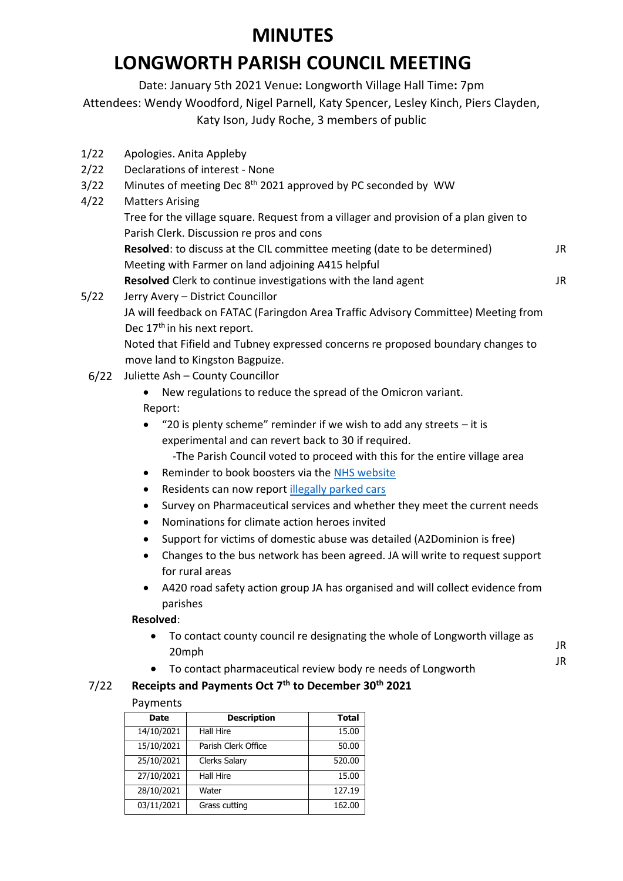# MINUTES

# LONGWORTH PARISH COUNCIL MEETING

Date: January 5th 2021 Venue**:** Longworth Village Hall Time**:** 7pm

Attendees: Wendy Woodford, Nigel Parnell, Katy Spencer, Lesley Kinch, Piers Clayden, Katy Ison, Judy Roche, 3 members of public

1/22 Apologies. Anita Appleby

2/22 Declarations of interest - None

3/22 Minutes of meeting Dec 8th 2021 approved by PC seconded by WW

4/22 Matters Arising

Tree for the village square. Request from a villager and provision of a plan given to Parish Clerk. Discussion re pros and cons

**Resolved**: to discuss at the CIL committee meeting (date to be determined) — JR

Meeting with Farmer on land adjoining A415 helpful

**Resolved** Clerk to continue investigations with the land agent — JR

5/22 Jerry Avery – District Councillor

JA will feedback on FATAC (Faringdon Area Traffic Advisory Committee) Meeting from Dec 17th in his next report.

Noted that Fifield and Tubney expressed concerns re proposed boundary changes to move land to Kingston Bagpuize.

6/22 Juliette Ash – County Councillor

- New regulations to reduce the spread of the Omicron variant.

Report:

- "20 is plenty scheme" reminder if we wish to add any streets – it is experimental and can revert back to 30 if required.
  - -The Parish Council voted to proceed with this for the entire village area
- Reminder to book boosters via the NHS website
- Residents can now report illegally parked cars
- Survey on Pharmaceutical services and whether they meet the current needs
- Nominations for climate action heroes invited
- Support for victims of domestic abuse was detailed (A2Dominion is free)
- Changes to the bus network has been agreed. JA will write to request support for rural areas
- A420 road safety action group JA has organised and will collect evidence from parishes

**Resolved**:

- To contact county council re designating the whole of Longworth village as 20mph — JR
- To contact pharmaceutical review body re needs of Longworth — JR

7/22 **Receipts and Payments Oct 7th to December 30th 2021**

Payments

| Date | Description | Total |
|---|---|---|
| 14/10/2021 | Hall Hire | 15.00 |
| 15/10/2021 | Parish Clerk Office | 50.00 |
| 25/10/2021 | Clerks Salary | 520.00 |
| 27/10/2021 | Hall Hire | 15.00 |
| 28/10/2021 | Water | 127.19 |
| 03/11/2021 | Grass cutting | 162.00 |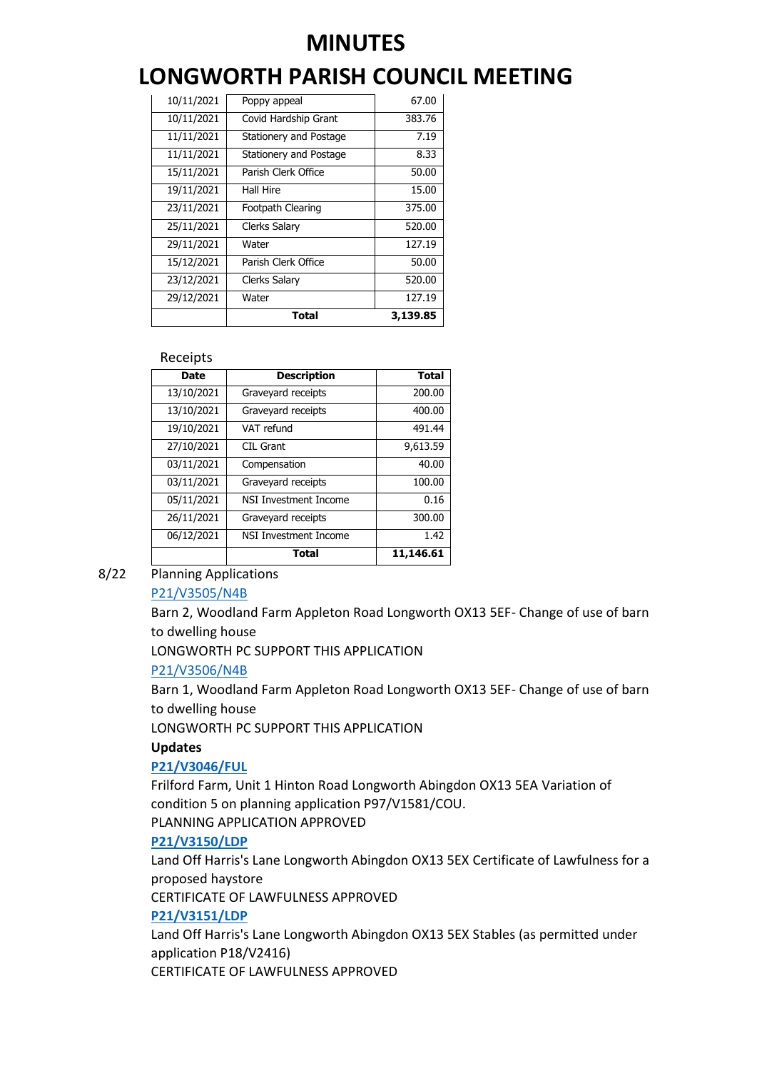# MINUTES

# LONGWORTH PARISH COUNCIL MEETING

| | | |
|---|---|---|
| 10/11/2021 | Poppy appeal | 67.00 |
| 10/11/2021 | Covid Hardship Grant | 383.76 |
| 11/11/2021 | Stationery and Postage | 7.19 |
| 11/11/2021 | Stationery and Postage | 8.33 |
| 15/11/2021 | Parish Clerk Office | 50.00 |
| 19/11/2021 | Hall Hire | 15.00 |
| 23/11/2021 | Footpath Clearing | 375.00 |
| 25/11/2021 | Clerks Salary | 520.00 |
| 29/11/2021 | Water | 127.19 |
| 15/12/2021 | Parish Clerk Office | 50.00 |
| 23/12/2021 | Clerks Salary | 520.00 |
| 29/12/2021 | Water | 127.19 |
| | **Total** | **3,139.85** |

Receipts

| Date | Description | Total |
|---|---|---|
| 13/10/2021 | Graveyard receipts | 200.00 |
| 13/10/2021 | Graveyard receipts | 400.00 |
| 19/10/2021 | VAT refund | 491.44 |
| 27/10/2021 | CIL Grant | 9,613.59 |
| 03/11/2021 | Compensation | 40.00 |
| 03/11/2021 | Graveyard receipts | 100.00 |
| 05/11/2021 | NSI Investment Income | 0.16 |
| 26/11/2021 | Graveyard receipts | 300.00 |
| 06/12/2021 | NSI Investment Income | 1.42 |
| | **Total** | **11,146.61** |

8/22 Planning Applications

P21/V3505/N4B

Barn 2, Woodland Farm Appleton Road Longworth OX13 5EF- Change of use of barn to dwelling house

LONGWORTH PC SUPPORT THIS APPLICATION

P21/V3506/N4B

Barn 1, Woodland Farm Appleton Road Longworth OX13 5EF- Change of use of barn to dwelling house

LONGWORTH PC SUPPORT THIS APPLICATION

**Updates**

**P21/V3046/FUL**

Frilford Farm, Unit 1 Hinton Road Longworth Abingdon OX13 5EA Variation of condition 5 on planning application P97/V1581/COU.

PLANNING APPLICATION APPROVED

**P21/V3150/LDP**

Land Off Harris's Lane Longworth Abingdon OX13 5EX Certificate of Lawfulness for a proposed haystore

CERTIFICATE OF LAWFULNESS APPROVED

**P21/V3151/LDP**

Land Off Harris's Lane Longworth Abingdon OX13 5EX Stables (as permitted under application P18/V2416)

CERTIFICATE OF LAWFULNESS APPROVED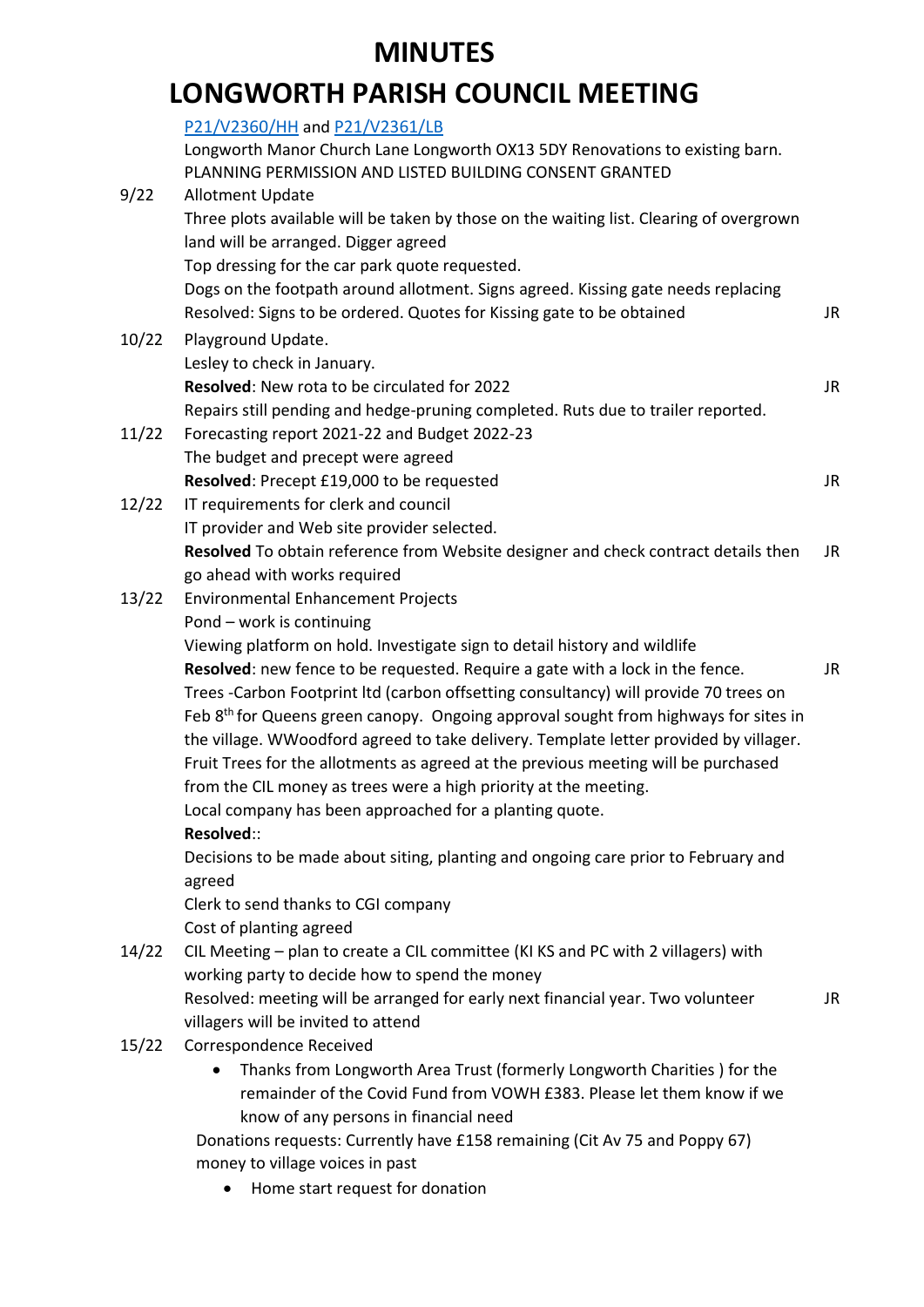# MINUTES

# LONGWORTH PARISH COUNCIL MEETING

| | | |
|---|---|---|
| | P21/V2360/HH and P21/V2361/LB<br>Longworth Manor Church Lane Longworth OX13 5DY Renovations to existing barn.<br>PLANNING PERMISSION AND LISTED BUILDING CONSENT GRANTED | |
| 9/22 | Allotment Update<br>Three plots available will be taken by those on the waiting list. Clearing of overgrown land will be arranged. Digger agreed<br>Top dressing for the car park quote requested.<br>Dogs on the footpath around allotment. Signs agreed. Kissing gate needs replacing<br>Resolved: Signs to be ordered. Quotes for Kissing gate to be obtained | JR |
| 10/22 | Playground Update.<br>Lesley to check in January.<br>**Resolved**: New rota to be circulated for 2022<br>Repairs still pending and hedge-pruning completed. Ruts due to trailer reported. | JR |
| 11/22 | Forecasting report 2021-22 and Budget 2022-23<br>The budget and precept were agreed<br>**Resolved**: Precept £19,000 to be requested | JR |
| 12/22 | IT requirements for clerk and council<br>IT provider and Web site provider selected.<br>**Resolved** To obtain reference from Website designer and check contract details then go ahead with works required | JR |
| 13/22 | Environmental Enhancement Projects<br>Pond – work is continuing<br>Viewing platform on hold. Investigate sign to detail history and wildlife<br>**Resolved**: new fence to be requested. Require a gate with a lock in the fence.<br>Trees -Carbon Footprint ltd (carbon offsetting consultancy) will provide 70 trees on Feb 8th for Queens green canopy. Ongoing approval sought from highways for sites in the village. WWoodford agreed to take delivery. Template letter provided by villager.<br>Fruit Trees for the allotments as agreed at the previous meeting will be purchased from the CIL money as trees were a high priority at the meeting.<br>Local company has been approached for a planting quote.<br>**Resolved**::<br>Decisions to be made about siting, planting and ongoing care prior to February and agreed<br>Clerk to send thanks to CGI company<br>Cost of planting agreed | JR |
| 14/22 | CIL Meeting – plan to create a CIL committee (KI KS and PC with 2 villagers) with working party to decide how to spend the money<br>Resolved: meeting will be arranged for early next financial year. Two volunteer villagers will be invited to attend | JR |
| 15/22 | Correspondence Received<br>• Thanks from Longworth Area Trust (formerly Longworth Charities ) for the remainder of the Covid Fund from VOWH £383. Please let them know if we know of any persons in financial need<br>Donations requests: Currently have £158 remaining (Cit Av 75 and Poppy 67) money to village voices in past<br>• Home start request for donation | |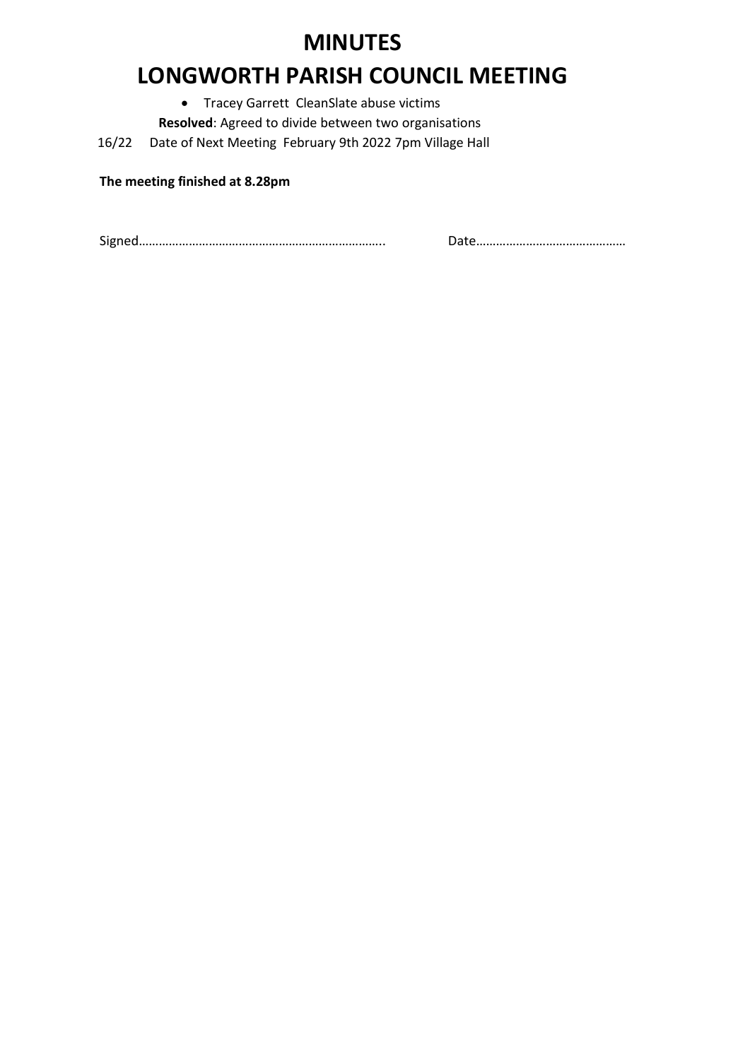# MINUTES

# LONGWORTH PARISH COUNCIL MEETING

- Tracey Garrett CleanSlate abuse victims

**Resolved**: Agreed to divide between two organisations

16/22 Date of Next Meeting February 9th 2022 7pm Village Hall

**The meeting finished at 8.28pm**

Signed……………………………………………………………….. Date………………………………………